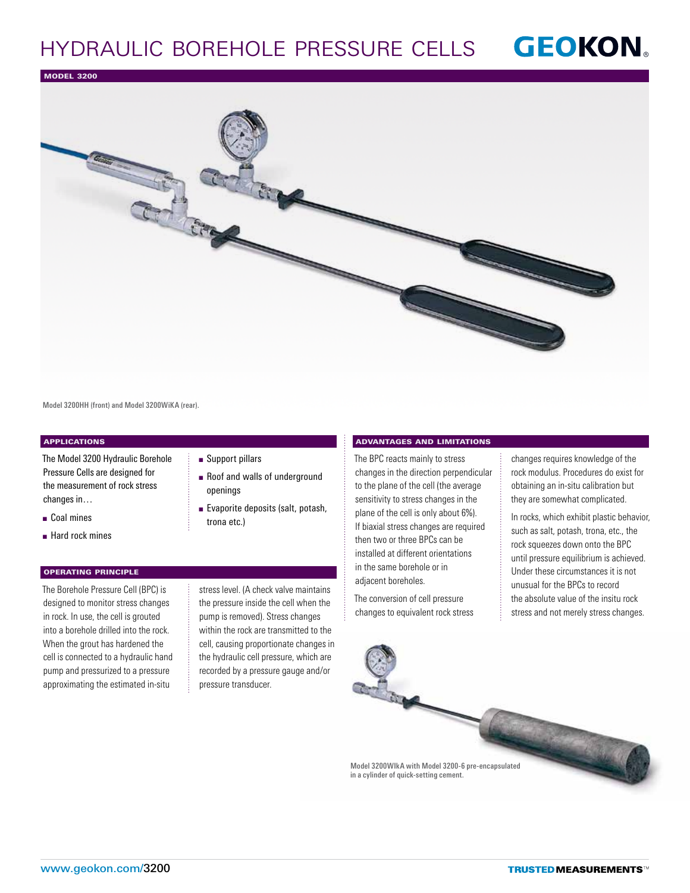# HYDRAULIC BOREHOLE PRESSURE CELLS

GEOKON

## MODEL 3200

Model 3200HH (front) and Model 3200WiKA (rear).

### APPLICATIONS

The Model 3200 Hydraulic Borehole Pressure Cells are designed for the measurement of rock stress changes in…

- Coal mines
- Hard rock mines
- Support pillars
- Roof and walls of underground openings
- Evaporite deposits (salt, potash, trona etc.)

### OPERATING PRINCIPLE

The Borehole Pressure Cell (BPC) is designed to monitor stress changes in rock. In use, the cell is grouted into a borehole drilled into the rock. When the grout has hardened the cell is connected to a hydraulic hand pump and pressurized to a pressure approximating the estimated in-situ stress level. (A check valve maintains the pressure inside the cell when the pump is removed). Stress changes within the rock are transmitted to the cell, causing proportionate changes in the hydraulic cell pressure, which are recorded by a pressure gauge and/or pressure transducer.

### ADVANTAGES AND LIMITATIONS

The BPC reacts mainly to stress changes in the direction perpendicular to the plane of the cell (the average sensitivity to stress changes in the plane of the cell is only about 6%). If biaxial stress changes are required then two or three BPCs can be installed at different orientations in the same borehole or in adjacent boreholes.

The conversion of cell pressure changes to equivalent rock stress changes requires knowledge of the rock modulus. Procedures do exist for obtaining an in-situ calibration but they are somewhat complicated.

In rocks, which exhibit plastic behavior, such as salt, potash, trona, etc., the rock squeezes down onto the BPC until pressure equilibrium is achieved. Under these circumstances it is not unusual for the BPCs to record the absolute value of the insitu rock stress and not merely stress changes.

Model 3200WIkA with Model 3200-6 pre-encapsulated in a cylinder of quick-setting cement.

www.geokon.com/3200

TRUSTED MEASUREMENTS™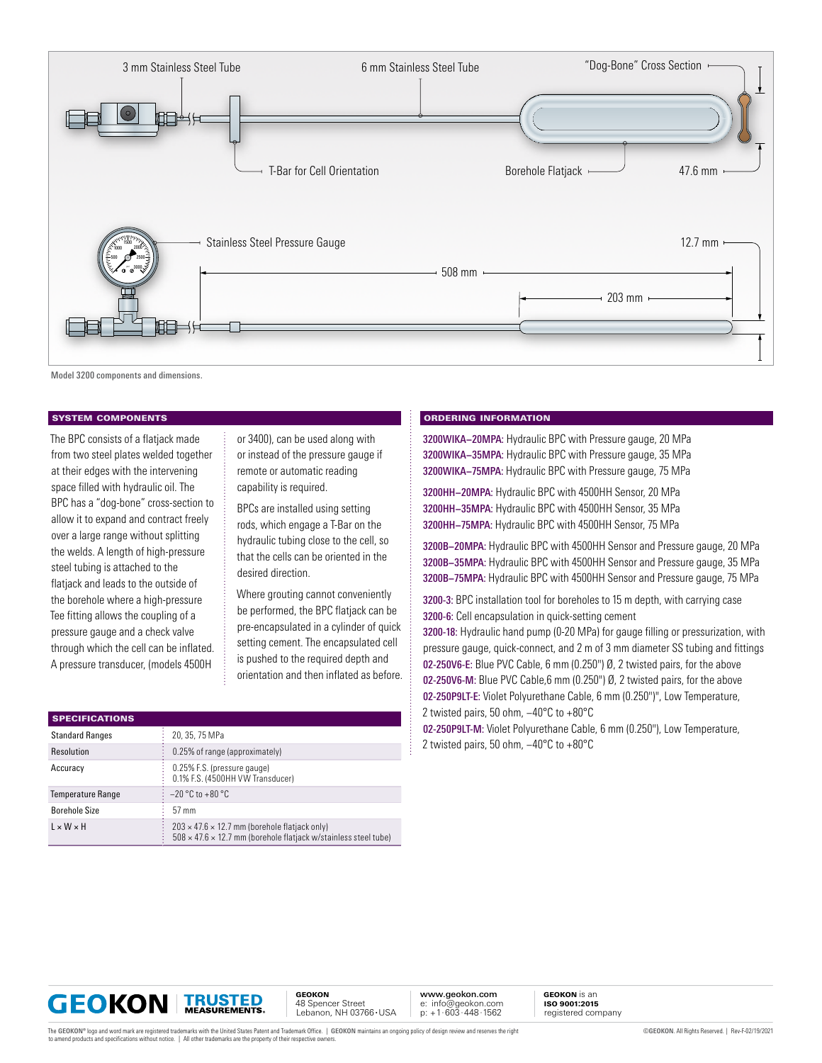3 mm Stainless Steel Tube

6 mm Stainless Steel Tube

"Dog-Bone" Cross Section

T-Bar for Cell Orientation

Borehole Flatjack

47.6 mm

Stainless Steel Pressure Gauge

12.7 mm

508 mm

203 mm

Model 3200 components and dimensions.

## SYSTEM COMPONENTS

The BPC consists of a flatjack made from two steel plates welded together at their edges with the intervening space filled with hydraulic oil. The BPC has a "dog-bone" cross-section to allow it to expand and contract freely over a large range without splitting the welds. A length of high-pressure steel tubing is attached to the flatjack and leads to the outside of the borehole where a high-pressure Tee fitting allows the coupling of a pressure gauge and a check valve through which the cell can be inflated. A pressure transducer, (models 4500H or 3400), can be used along with or instead of the pressure gauge if remote or automatic reading capability is required.

BPCs are installed using setting rods, which engage a T-Bar on the hydraulic tubing close to the cell, so that the cells can be oriented in the desired direction.

Where grouting cannot conveniently be performed, the BPC flatjack can be pre-encapsulated in a cylinder of quick setting cement. The encapsulated cell is pushed to the required depth and orientation and then inflated as before.

## SPECIFICATIONS

| | |
|---|---|
| Standard Ranges | 20, 35, 75 MPa |
| Resolution | 0.25% of range (approximately) |
| Accuracy | 0.25% F.S. (pressure gauge)<br>0.1% F.S. (4500HH VW Transducer) |
| Temperature Range | −20 °C to +80 °C |
| Borehole Size | 57 mm |
| L × W × H | 203 × 47.6 × 12.7 mm (borehole flatjack only)<br>508 × 47.6 × 12.7 mm (borehole flatjack w/stainless steel tube) |

## ORDERING INFORMATION

**3200WIKA–20MPA**: Hydraulic BPC with Pressure gauge, 20 MPa
**3200WIKA–35MPA**: Hydraulic BPC with Pressure gauge, 35 MPa
**3200WIKA–75MPA**: Hydraulic BPC with Pressure gauge, 75 MPa

**3200HH–20MPA**: Hydraulic BPC with 4500HH Sensor, 20 MPa
**3200HH–35MPA**: Hydraulic BPC with 4500HH Sensor, 35 MPa
**3200HH–75MPA**: Hydraulic BPC with 4500HH Sensor, 75 MPa

**3200B–20MPA**: Hydraulic BPC with 4500HH Sensor and Pressure gauge, 20 MPa
**3200B–35MPA**: Hydraulic BPC with 4500HH Sensor and Pressure gauge, 35 MPa
**3200B–75MPA**: Hydraulic BPC with 4500HH Sensor and Pressure gauge, 75 MPa

**3200-3**: BPC installation tool for boreholes to 15 m depth, with carrying case
**3200-6**: Cell encapsulation in quick-setting cement
**3200-18**: Hydraulic hand pump (0-20 MPa) for gauge filling or pressurization, with pressure gauge, quick-connect, and 2 m of 3 mm diameter SS tubing and fittings
**02-250V6-E**: Blue PVC Cable, 6 mm (0.250") Ø, 2 twisted pairs, for the above
**02-250V6-M**: Blue PVC Cable,6 mm (0.250") Ø, 2 twisted pairs, for the above
**02-250P9LT-E**: Violet Polyurethane Cable, 6 mm (0.250")", Low Temperature, 2 twisted pairs, 50 ohm, −40°C to +80°C
**02-250P9LT-M**: Violet Polyurethane Cable, 6 mm (0.250"), Low Temperature, 2 twisted pairs, 50 ohm, −40°C to +80°C

GEOKON | TRUSTED MEASUREMENTS.

GEOKON
48 Spencer Street
Lebanon, NH 03766 • USA

www.geokon.com
e: info@geokon.com
p: +1 • 603 • 448 • 1562

GEOKON is an ISO 9001:2015 registered company

The GEOKON® logo and word mark are registered trademarks with the United States Patent and Trademark Office. | GEOKON maintains an ongoing policy of design review and reserves the right to amend products and specifications without notice. | All other trademarks are the property of their respective owners.

©GEOKON. All Rights Reserved. | Rev-F-02/19/2021